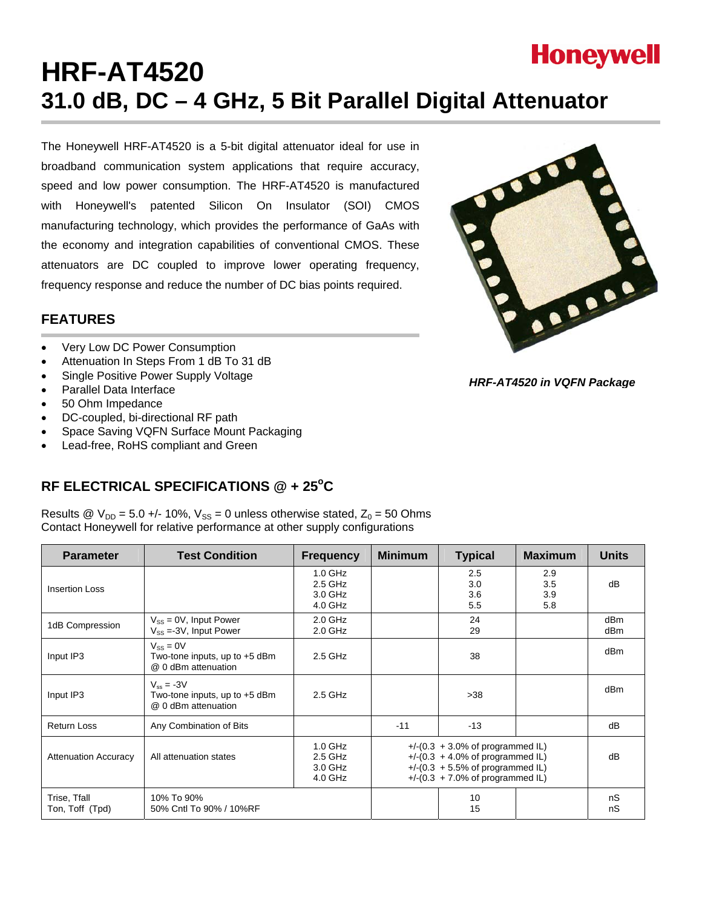Honeywell

# HRF-AT4520
# 31.0 dB, DC – 4 GHz, 5 Bit Parallel Digital Attenuator

The Honeywell HRF-AT4520 is a 5-bit digital attenuator ideal for use in broadband communication system applications that require accuracy, speed and low power consumption. The HRF-AT4520 is manufactured with Honeywell's patented Silicon On Insulator (SOI) CMOS manufacturing technology, which provides the performance of GaAs with the economy and integration capabilities of conventional CMOS. These attenuators are DC coupled to improve lower operating frequency, frequency response and reduce the number of DC bias points required.

*HRF-AT4520 in VQFN Package*

## FEATURES

- Very Low DC Power Consumption
- Attenuation In Steps From 1 dB To 31 dB
- Single Positive Power Supply Voltage
- Parallel Data Interface
- 50 Ohm Impedance
- DC-coupled, bi-directional RF path
- Space Saving VQFN Surface Mount Packaging
- Lead-free, RoHS compliant and Green

## RF ELECTRICAL SPECIFICATIONS @ + 25°C

Results @ $V_{DD}$ = 5.0 +/- 10%, $V_{SS}$ = 0 unless otherwise stated, $Z_0$ = 50 Ohms
Contact Honeywell for relative performance at other supply configurations

| Parameter | Test Condition | Frequency | Minimum | Typical | Maximum | Units |
|---|---|---|---|---|---|---|
| Insertion Loss | | 1.0 GHz<br>2.5 GHz<br>3.0 GHz<br>4.0 GHz | | 2.5<br>3.0<br>3.6<br>5.5 | 2.9<br>3.5<br>3.9<br>5.8 | dB |
| 1dB Compression | $V_{SS}$ = 0V, Input Power<br>$V_{SS}$ =-3V, Input Power | 2.0 GHz<br>2.0 GHz | | 24<br>29 | | dBm<br>dBm |
| Input IP3 | $V_{SS}$ = 0V<br>Two-tone inputs, up to +5 dBm<br>@ 0 dBm attenuation | 2.5 GHz | | 38 | | dBm |
| Input IP3 | $V_{ss}$ = -3V<br>Two-tone inputs, up to +5 dBm<br>@ 0 dBm attenuation | 2.5 GHz | | >38 | | dBm |
| Return Loss | Any Combination of Bits | | -11 | -13 | | dB |
| Attenuation Accuracy | All attenuation states | 1.0 GHz<br>2.5 GHz<br>3.0 GHz<br>4.0 GHz | +/-(0.3 + 3.0% of programmed IL)<br>+/-(0.3 + 4.0% of programmed IL)<br>+/-(0.3 + 5.5% of programmed IL)<br>+/-(0.3 + 7.0% of programmed IL) | | | dB |
| Trise, Tfall<br>Ton, Toff (Tpd) | 10% To 90%<br>50% Cntl To 90% / 10%RF | | | 10<br>15 | | nS<br>nS |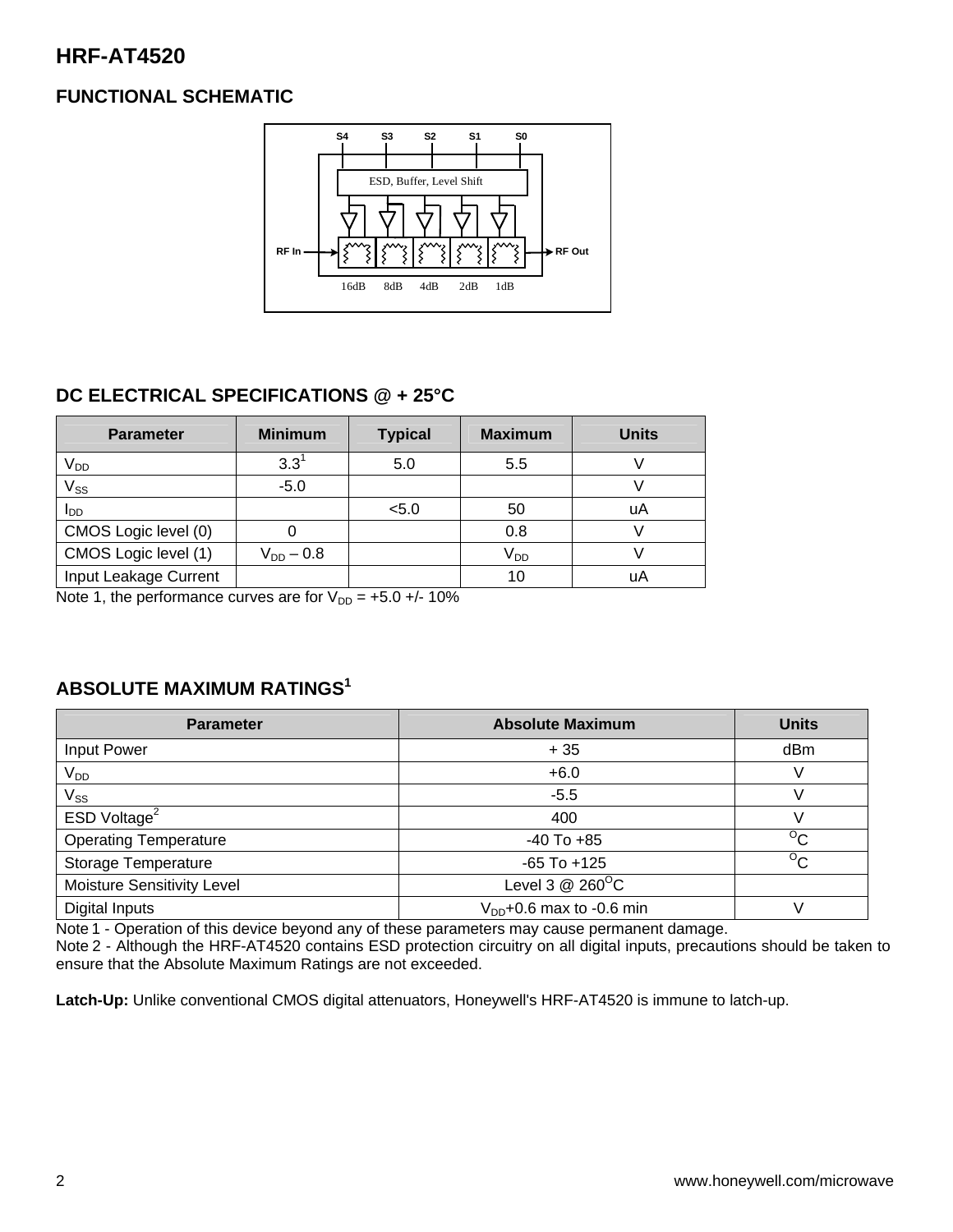# HRF-AT4520

## FUNCTIONAL SCHEMATIC

S4 S3 S2 S1 S0

ESD, Buffer, Level Shift

RF In → 16dB 8dB 4dB 2dB 1dB → RF Out

## DC ELECTRICAL SPECIFICATIONS @ + 25°C

| Parameter | Minimum | Typical | Maximum | Units |
|---|---|---|---|---|
| $V_{DD}$ | 3.3[1] | 5.0 | 5.5 | V |
| $V_{SS}$ | -5.0 | | | V |
| $I_{DD}$ | | <5.0 | 50 | uA |
| CMOS Logic level (0) | 0 | | 0.8 | V |
| CMOS Logic level (1) | $V_{DD}$ – 0.8 | | $V_{DD}$ | V |
| Input Leakage Current | | | 10 | uA |

Note 1, the performance curves are for $V_{DD}$ = +5.0 +/- 10%

## ABSOLUTE MAXIMUM RATINGS[1]

| Parameter | Absolute Maximum | Units |
|---|---|---|
| Input Power | + 35 | dBm |
| $V_{DD}$ | +6.0 | V |
| $V_{SS}$ | -5.5 | V |
| ESD Voltage[2] | 400 | V |
| Operating Temperature | -40 To +85 | $^{O}$C |
| Storage Temperature | -65 To +125 | $^{O}$C |
| Moisture Sensitivity Level | Level 3 @ 260$^{O}$C | |
| Digital Inputs | $V_{DD}$+0.6 max to -0.6 min | V |

Note 1 - Operation of this device beyond any of these parameters may cause permanent damage.
Note 2 - Although the HRF-AT4520 contains ESD protection circuitry on all digital inputs, precautions should be taken to ensure that the Absolute Maximum Ratings are not exceeded.

**Latch-Up:** Unlike conventional CMOS digital attenuators, Honeywell's HRF-AT4520 is immune to latch-up.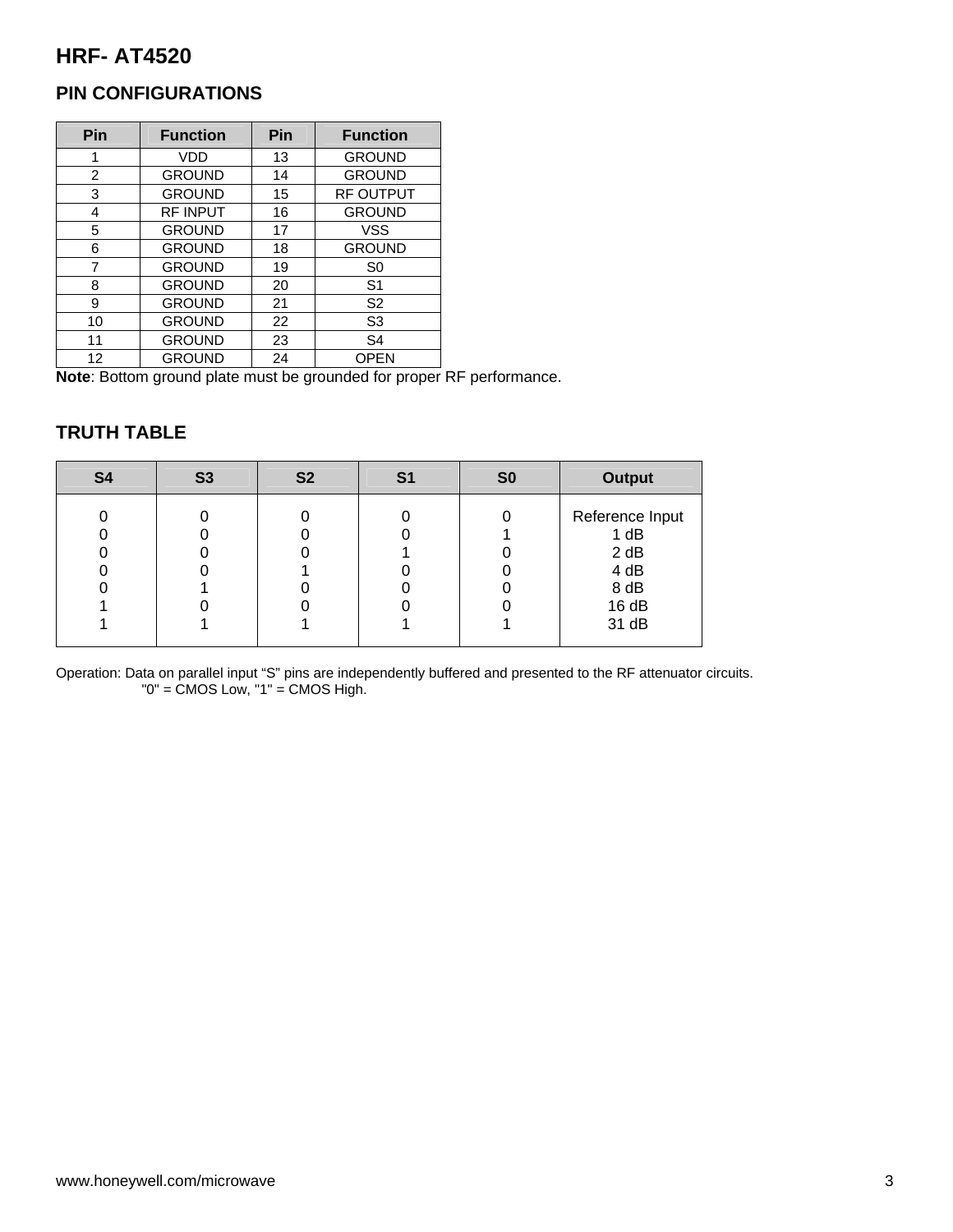# HRF- AT4520

## PIN CONFIGURATIONS

| Pin | Function | Pin | Function |
|---|---|---|---|
| 1 | VDD | 13 | GROUND |
| 2 | GROUND | 14 | GROUND |
| 3 | GROUND | 15 | RF OUTPUT |
| 4 | RF INPUT | 16 | GROUND |
| 5 | GROUND | 17 | VSS |
| 6 | GROUND | 18 | GROUND |
| 7 | GROUND | 19 | S0 |
| 8 | GROUND | 20 | S1 |
| 9 | GROUND | 21 | S2 |
| 10 | GROUND | 22 | S3 |
| 11 | GROUND | 23 | S4 |
| 12 | GROUND | 24 | OPEN |

**Note**: Bottom ground plate must be grounded for proper RF performance.

## TRUTH TABLE

| S4 | S3 | S2 | S1 | S0 | Output |
|---|---|---|---|---|---|
| 0 | 0 | 0 | 0 | 0 | Reference Input |
| 0 | 0 | 0 | 0 | 1 | 1 dB |
| 0 | 0 | 0 | 1 | 0 | 2 dB |
| 0 | 0 | 1 | 0 | 0 | 4 dB |
| 0 | 1 | 0 | 0 | 0 | 8 dB |
| 1 | 0 | 0 | 0 | 0 | 16 dB |
| 1 | 1 | 1 | 1 | 1 | 31 dB |

Operation: Data on parallel input "S" pins are independently buffered and presented to the RF attenuator circuits.
"0" = CMOS Low, "1" = CMOS High.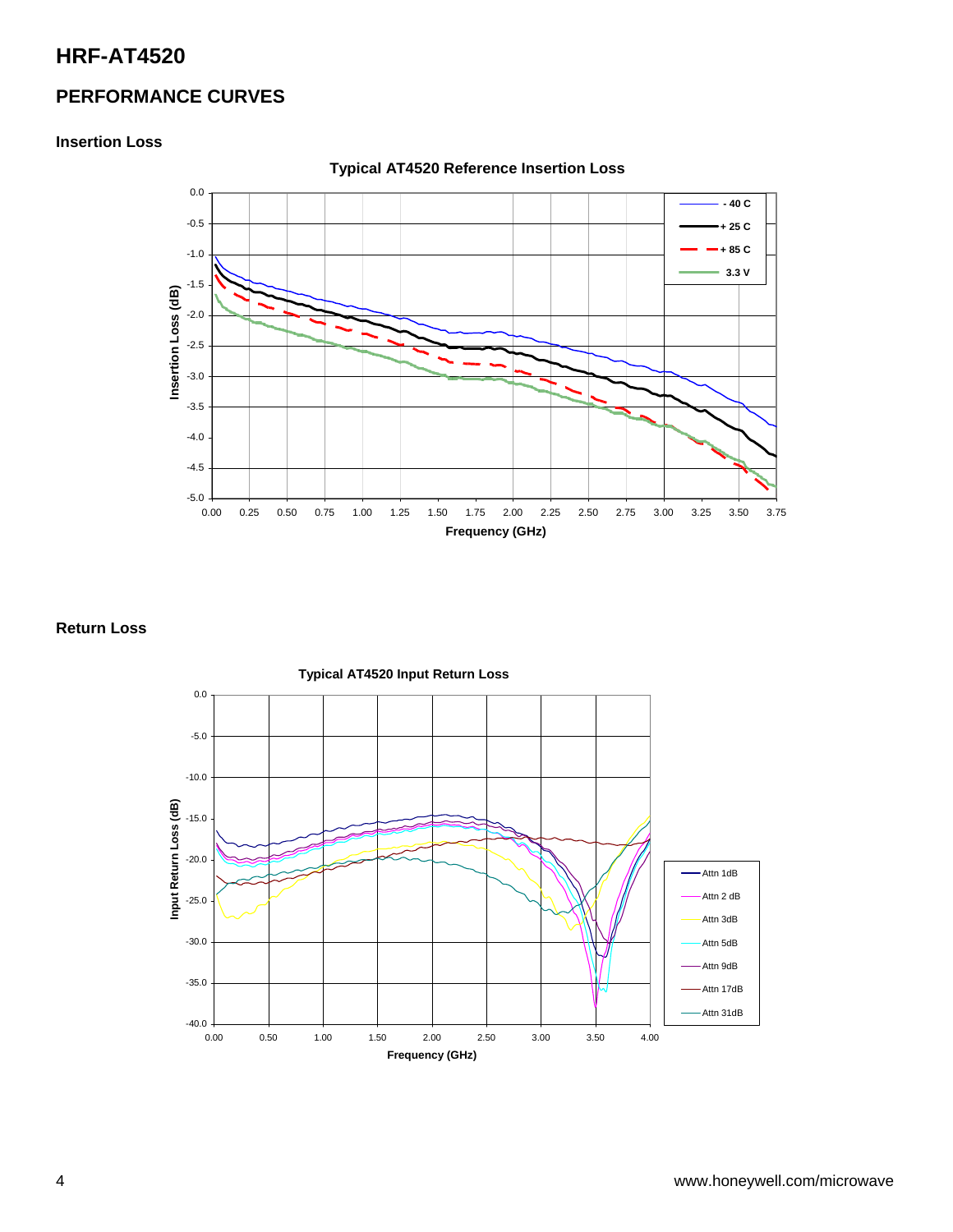# HRF-AT4520

## PERFORMANCE CURVES

### Insertion Loss

**Typical AT4520 Reference Insertion Loss**

### Return Loss

**Typical AT4520 Input Return Loss**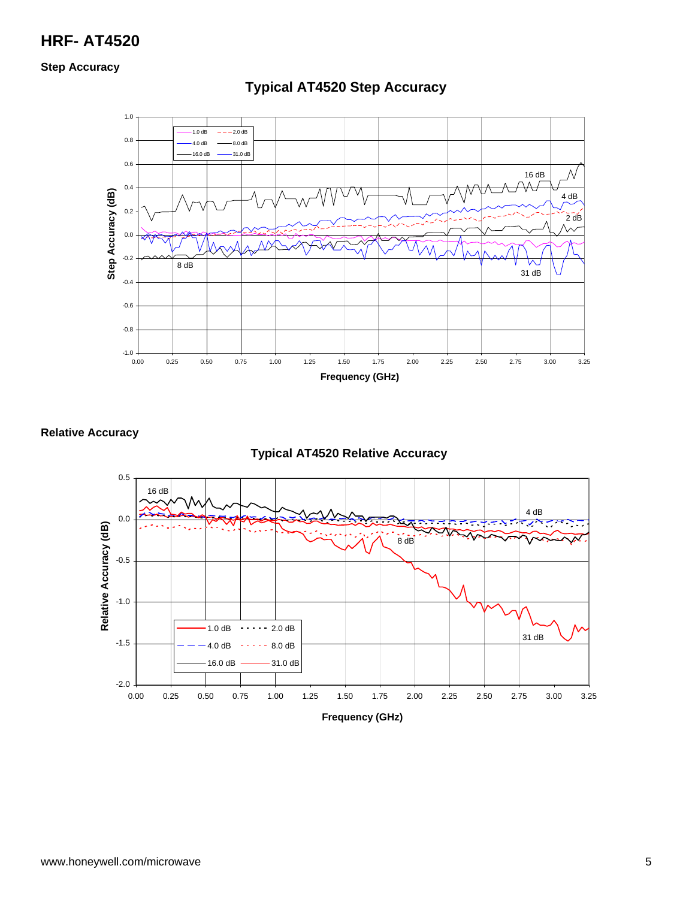## Step Accuracy

**Typical AT4520 Step Accuracy**

## Relative Accuracy

**Typical AT4520 Relative Accuracy**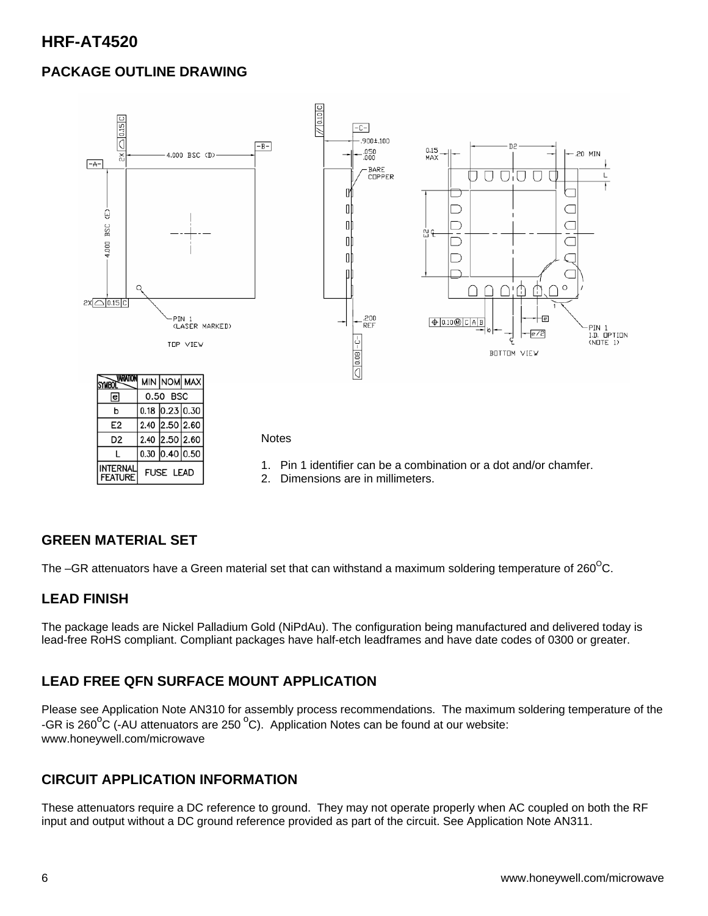# HRF-AT4520

## PACKAGE OUTLINE DRAWING

| SYMBOL / VARIATION | MIN | NOM | MAX |
|---|---|---|---|
| e | 0.50 BSC | | |
| b | 0.18 | 0.23 | 0.30 |
| E2 | 2.40 | 2.50 | 2.60 |
| D2 | 2.40 | 2.50 | 2.60 |
| L | 0.30 | 0.40 | 0.50 |
| INTERNAL FEATURE | FUSE LEAD | | |

Notes

1. Pin 1 identifier can be a combination or a dot and/or chamfer.
2. Dimensions are in millimeters.

## GREEN MATERIAL SET

The –GR attenuators have a Green material set that can withstand a maximum soldering temperature of 260$^{O}$C.

## LEAD FINISH

The package leads are Nickel Palladium Gold (NiPdAu). The configuration being manufactured and delivered today is lead-free RoHS compliant. Compliant packages have half-etch leadframes and have date codes of 0300 or greater.

## LEAD FREE QFN SURFACE MOUNT APPLICATION

Please see Application Note AN310 for assembly process recommendations. The maximum soldering temperature of the -GR is 260$^{o}$C (-AU attenuators are 250 $^{o}$C). Application Notes can be found at our website: www.honeywell.com/microwave

## CIRCUIT APPLICATION INFORMATION

These attenuators require a DC reference to ground. They may not operate properly when AC coupled on both the RF input and output without a DC ground reference provided as part of the circuit. See Application Note AN311.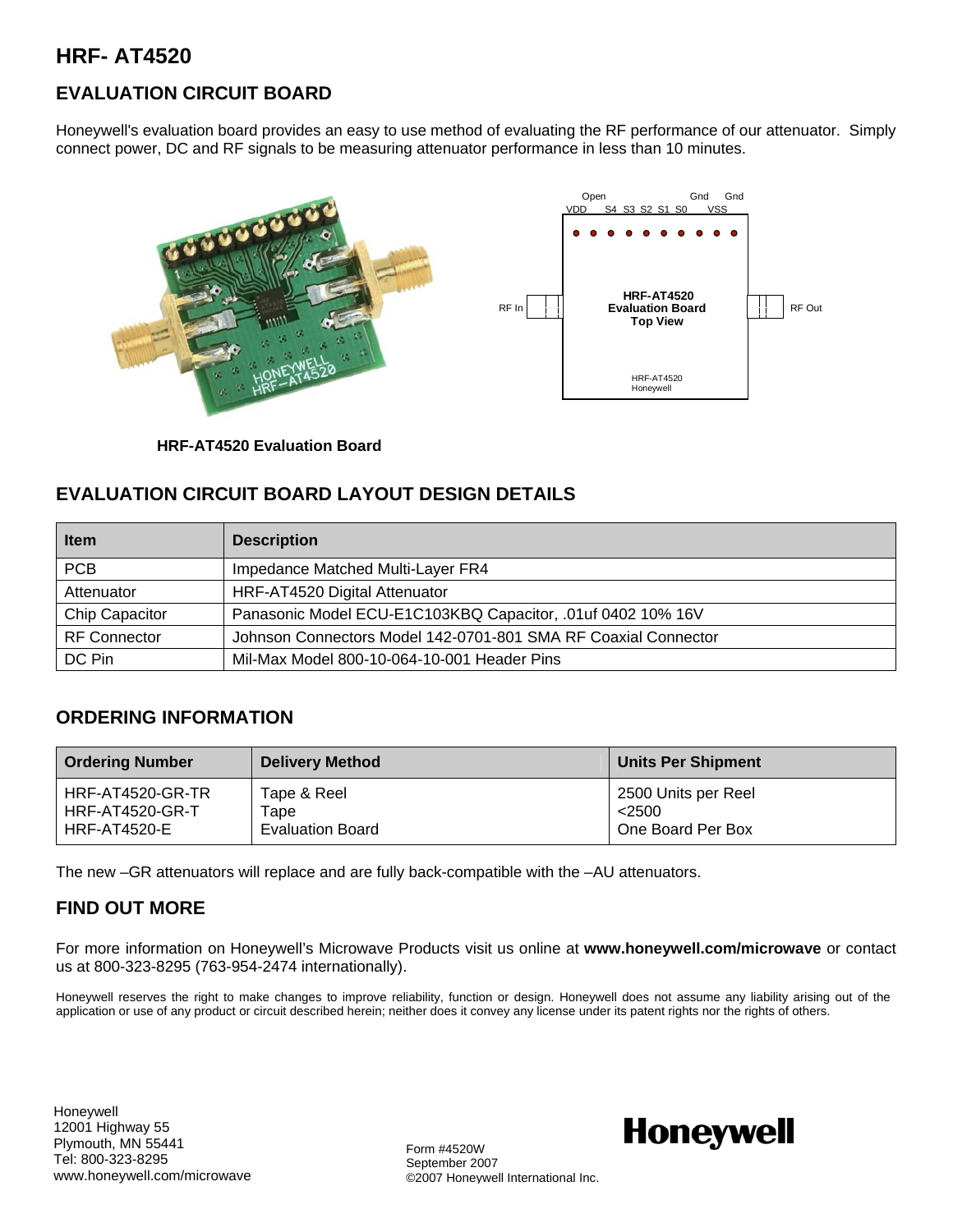# HRF- AT4520

## EVALUATION CIRCUIT BOARD

Honeywell's evaluation board provides an easy to use method of evaluating the RF performance of our attenuator. Simply connect power, DC and RF signals to be measuring attenuator performance in less than 10 minutes.

Open Gnd Gnd
VDD S4 S3 S2 S1 S0 VSS

RF In

**HRF-AT4520**
**Evaluation Board**
**Top View**

RF Out

HRF-AT4520
Honeywell

**HRF-AT4520 Evaluation Board**

## EVALUATION CIRCUIT BOARD LAYOUT DESIGN DETAILS

| Item | Description |
|---|---|
| PCB | Impedance Matched Multi-Layer FR4 |
| Attenuator | HRF-AT4520 Digital Attenuator |
| Chip Capacitor | Panasonic Model ECU-E1C103KBQ Capacitor, .01uf 0402 10% 16V |
| RF Connector | Johnson Connectors Model 142-0701-801 SMA RF Coaxial Connector |
| DC Pin | Mil-Max Model 800-10-064-10-001 Header Pins |

## ORDERING INFORMATION

| Ordering Number | Delivery Method | Units Per Shipment |
|---|---|---|
| HRF-AT4520-GR-TR | Tape & Reel | 2500 Units per Reel |
| HRF-AT4520-GR-T | Tape | <2500 |
| HRF-AT4520-E | Evaluation Board | One Board Per Box |

The new –GR attenuators will replace and are fully back-compatible with the –AU attenuators.

## FIND OUT MORE

For more information on Honeywell's Microwave Products visit us online at **www.honeywell.com/microwave** or contact us at 800-323-8295 (763-954-2474 internationally).

Honeywell reserves the right to make changes to improve reliability, function or design. Honeywell does not assume any liability arising out of the application or use of any product or circuit described herein; neither does it convey any license under its patent rights nor the rights of others.

Honeywell
12001 Highway 55
Plymouth, MN 55441
Tel: 800-323-8295
www.honeywell.com/microwave

Form #4520W
September 2007
©2007 Honeywell International Inc.

**Honeywell**